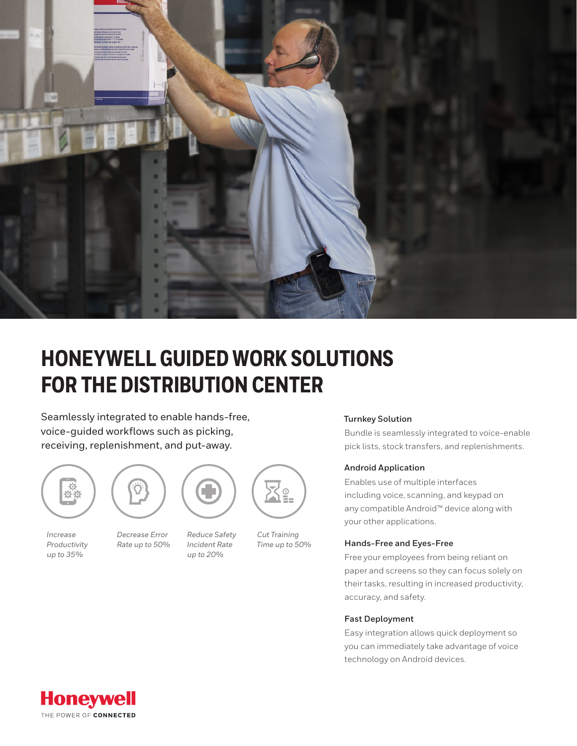# HONEYWELL GUIDED WORK SOLUTIONS FOR THE DISTRIBUTION CENTER

Seamlessly integrated to enable hands-free, voice-guided workflows such as picking, receiving, replenishment, and put-away.

*Increase Productivity up to 35%*

*Decrease Error Rate up to 50%*

*Reduce Safety Incident Rate up to 20%*

*Cut Training Time up to 50%*

### Turnkey Solution

Bundle is seamlessly integrated to voice-enable pick lists, stock transfers, and replenishments.

### Android Application

Enables use of multiple interfaces including voice, scanning, and keypad on any compatible Android™ device along with your other applications.

### Hands-Free and Eyes-Free

Free your employees from being reliant on paper and screens so they can focus solely on their tasks, resulting in increased productivity, accuracy, and safety.

### Fast Deployment

Easy integration allows quick deployment so you can immediately take advantage of voice technology on Android devices.

**Honeywell**
THE POWER OF **CONNECTED**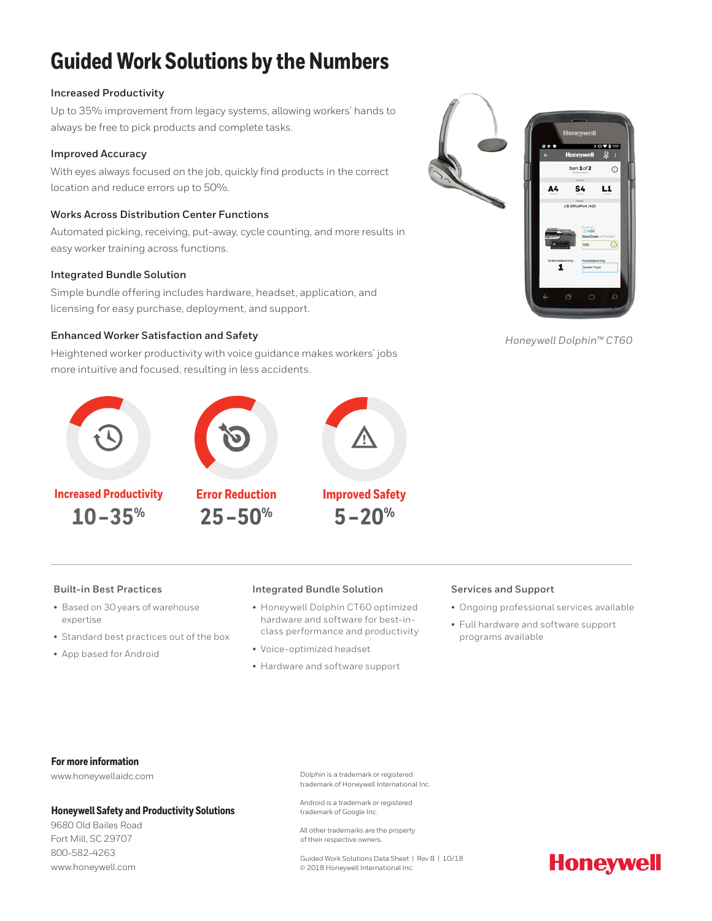# Guided Work Solutions by the Numbers

### Increased Productivity

Up to 35% improvement from legacy systems, allowing workers' hands to always be free to pick products and complete tasks.

### Improved Accuracy

With eyes always focused on the job, quickly find products in the correct location and reduce errors up to 50%.

### Works Across Distribution Center Functions

Automated picking, receiving, put-away, cycle counting, and more results in easy worker training across functions.

### Integrated Bundle Solution

Simple bundle offering includes hardware, headset, application, and licensing for easy purchase, deployment, and support.

### Enhanced Worker Satisfaction and Safety

Heightened worker productivity with voice guidance makes workers' jobs more intuitive and focused, resulting in less accidents.

*Honeywell Dolphin™ CT60*

**Increased Productivity**
**10–35%**

**Error Reduction**
**25–50%**

**Improved Safety**
**5–20%**

---

### Built-in Best Practices

- Based on 30 years of warehouse expertise
- Standard best practices out of the box
- App based for Android

### Integrated Bundle Solution

- Honeywell Dolphin CT60 optimized hardware and software for best-in-class performance and productivity
- Voice-optimized headset
- Hardware and software support

### Services and Support

- Ongoing professional services available
- Full hardware and software support programs available

**For more information**

www.honeywellaidc.com

**Honeywell Safety and Productivity Solutions**

9680 Old Bailes Road
Fort Mill, SC 29707
800-582-4263
www.honeywell.com

Dolphin is a trademark or registered trademark of Honeywell International Inc.

Android is a trademark or registered trademark of Google Inc.

All other trademarks are the property of their respective owners.

Guided Work Solutions Data Sheet | Rev B | 10/18
© 2018 Honeywell International Inc.

Honeywell